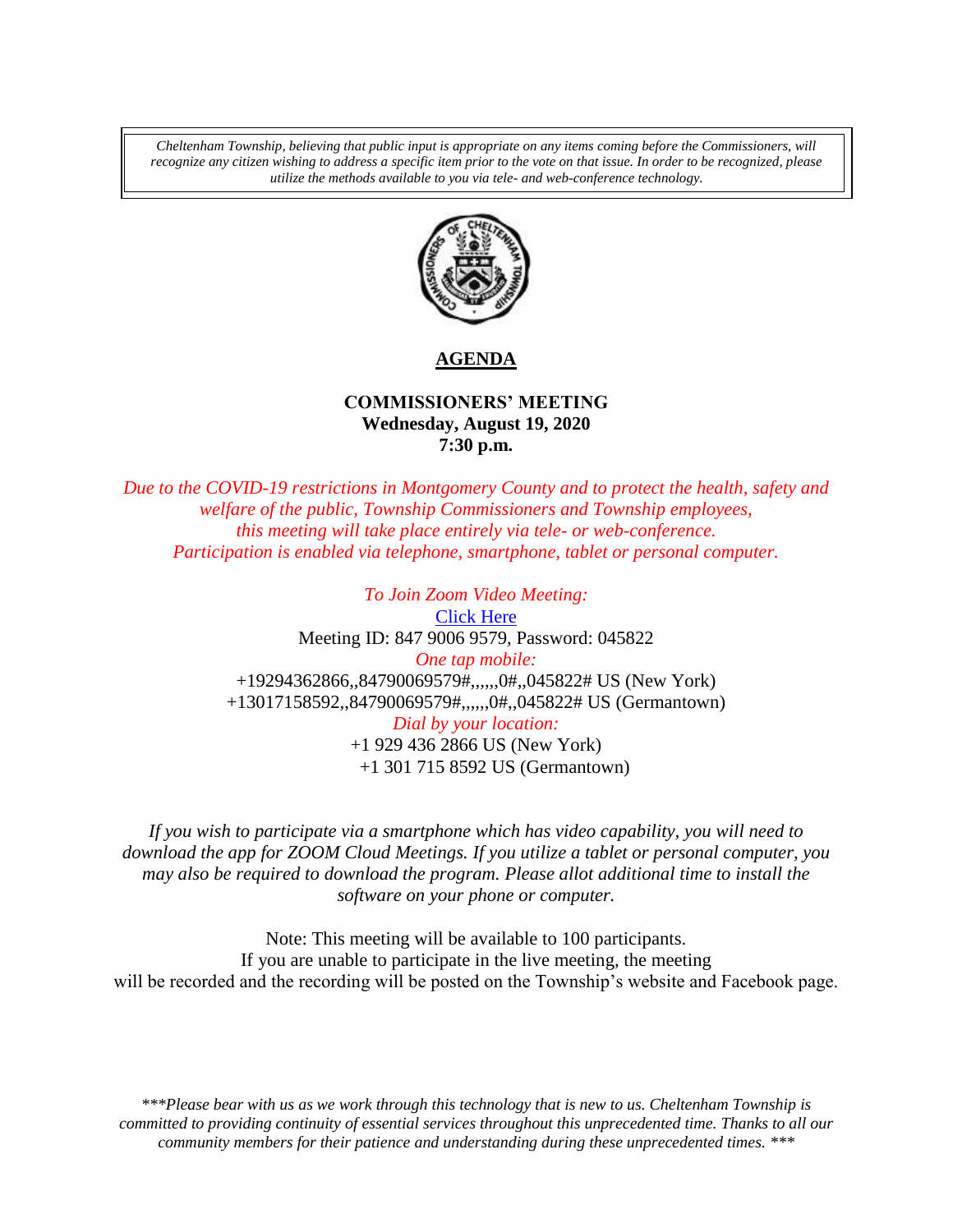*Cheltenham Township, believing that public input is appropriate on any items coming before the Commissioners, will recognize any citizen wishing to address a specific item prior to the vote on that issue. In order to be recognized, please utilize the methods available to you via tele- and web-conference technology.*

# AGENDA

**COMMISSIONERS' MEETING**
**Wednesday, August 19, 2020**
**7:30 p.m.**

*Due to the COVID-19 restrictions in Montgomery County and to protect the health, safety and welfare of the public, Township Commissioners and Township employees, this meeting will take place entirely via tele- or web-conference. Participation is enabled via telephone, smartphone, tablet or personal computer.*

*To Join Zoom Video Meeting:*
Click Here
Meeting ID: 847 9006 9579, Password: 045822
*One tap mobile:*
+19294362866,,84790069579#,,,,,,0#,,045822# US (New York)
+13017158592,,84790069579#,,,,,,0#,,045822# US (Germantown)
*Dial by your location:*
+1 929 436 2866 US (New York)
+1 301 715 8592 US (Germantown)

*If you wish to participate via a smartphone which has video capability, you will need to download the app for ZOOM Cloud Meetings. If you utilize a tablet or personal computer, you may also be required to download the program. Please allot additional time to install the software on your phone or computer.*

Note: This meeting will be available to 100 participants.
If you are unable to participate in the live meeting, the meeting will be recorded and the recording will be posted on the Township's website and Facebook page.

****Please bear with us as we work through this technology that is new to us. Cheltenham Township is committed to providing continuity of essential services throughout this unprecedented time. Thanks to all our community members for their patience and understanding during these unprecedented times. ****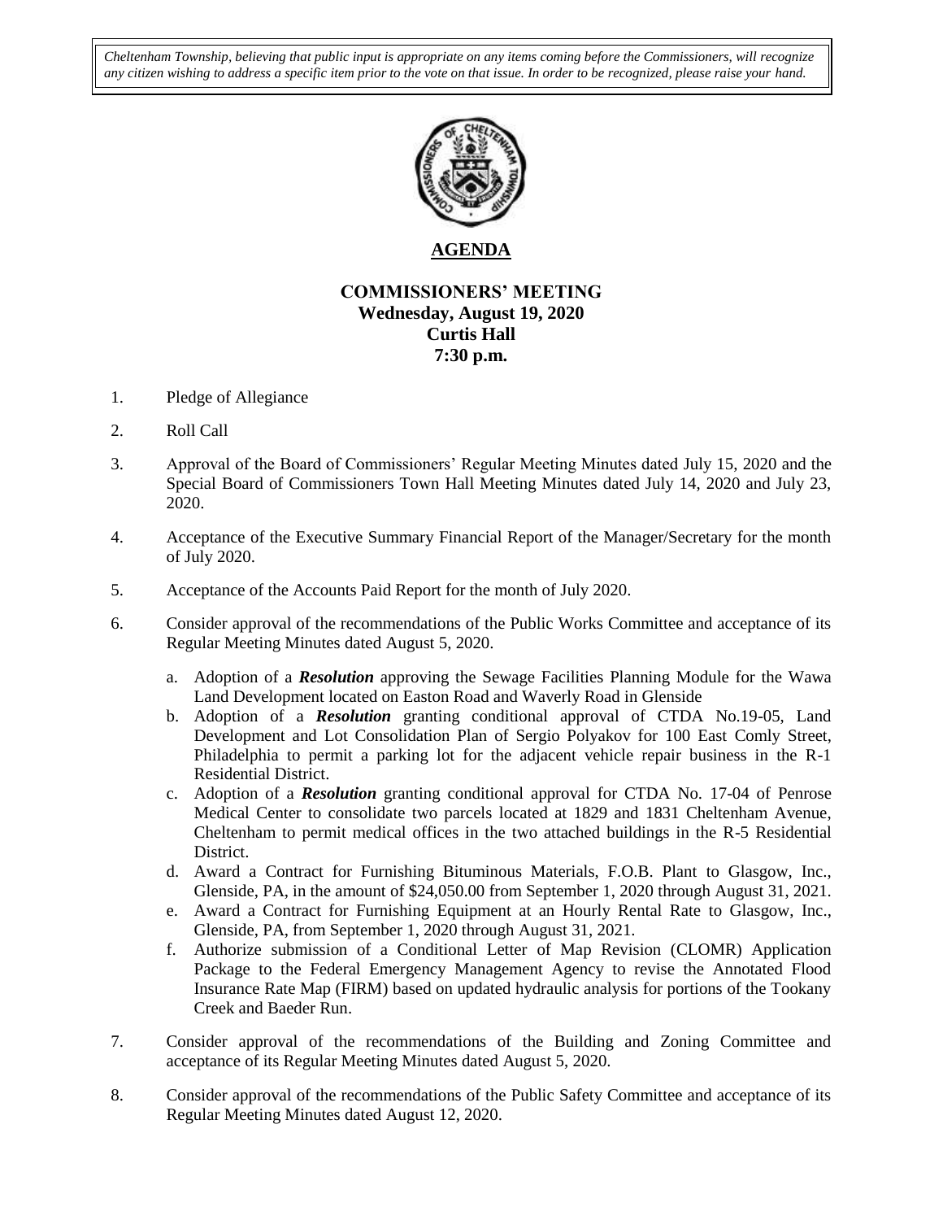*Cheltenham Township, believing that public input is appropriate on any items coming before the Commissioners, will recognize any citizen wishing to address a specific item prior to the vote on that issue. In order to be recognized, please raise your hand.*

# AGENDA

## COMMISSIONERS' MEETING
**Wednesday, August 19, 2020**
**Curtis Hall**
**7:30 p.m.**

1. Pledge of Allegiance

2. Roll Call

3. Approval of the Board of Commissioners' Regular Meeting Minutes dated July 15, 2020 and the Special Board of Commissioners Town Hall Meeting Minutes dated July 14, 2020 and July 23, 2020.

4. Acceptance of the Executive Summary Financial Report of the Manager/Secretary for the month of July 2020.

5. Acceptance of the Accounts Paid Report for the month of July 2020.

6. Consider approval of the recommendations of the Public Works Committee and acceptance of its Regular Meeting Minutes dated August 5, 2020.

   a. Adoption of a ***Resolution*** approving the Sewage Facilities Planning Module for the Wawa Land Development located on Easton Road and Waverly Road in Glenside
   b. Adoption of a ***Resolution*** granting conditional approval of CTDA No.19-05, Land Development and Lot Consolidation Plan of Sergio Polyakov for 100 East Comly Street, Philadelphia to permit a parking lot for the adjacent vehicle repair business in the R-1 Residential District.
   c. Adoption of a ***Resolution*** granting conditional approval for CTDA No. 17-04 of Penrose Medical Center to consolidate two parcels located at 1829 and 1831 Cheltenham Avenue, Cheltenham to permit medical offices in the two attached buildings in the R-5 Residential District.
   d. Award a Contract for Furnishing Bituminous Materials, F.O.B. Plant to Glasgow, Inc., Glenside, PA, in the amount of $24,050.00 from September 1, 2020 through August 31, 2021.
   e. Award a Contract for Furnishing Equipment at an Hourly Rental Rate to Glasgow, Inc., Glenside, PA, from September 1, 2020 through August 31, 2021.
   f. Authorize submission of a Conditional Letter of Map Revision (CLOMR) Application Package to the Federal Emergency Management Agency to revise the Annotated Flood Insurance Rate Map (FIRM) based on updated hydraulic analysis for portions of the Tookany Creek and Baeder Run.

7. Consider approval of the recommendations of the Building and Zoning Committee and acceptance of its Regular Meeting Minutes dated August 5, 2020.

8. Consider approval of the recommendations of the Public Safety Committee and acceptance of its Regular Meeting Minutes dated August 12, 2020.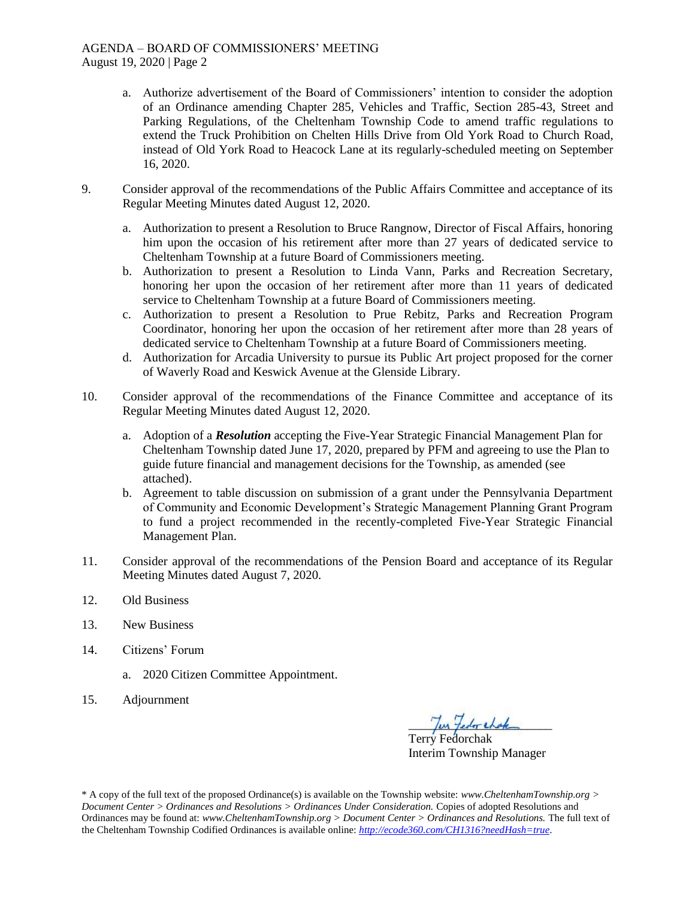a. Authorize advertisement of the Board of Commissioners' intention to consider the adoption of an Ordinance amending Chapter 285, Vehicles and Traffic, Section 285-43, Street and Parking Regulations, of the Cheltenham Township Code to amend traffic regulations to extend the Truck Prohibition on Chelten Hills Drive from Old York Road to Church Road, instead of Old York Road to Heacock Lane at its regularly-scheduled meeting on September 16, 2020.

9. Consider approval of the recommendations of the Public Affairs Committee and acceptance of its Regular Meeting Minutes dated August 12, 2020.

   a. Authorization to present a Resolution to Bruce Rangnow, Director of Fiscal Affairs, honoring him upon the occasion of his retirement after more than 27 years of dedicated service to Cheltenham Township at a future Board of Commissioners meeting.
   b. Authorization to present a Resolution to Linda Vann, Parks and Recreation Secretary, honoring her upon the occasion of her retirement after more than 11 years of dedicated service to Cheltenham Township at a future Board of Commissioners meeting.
   c. Authorization to present a Resolution to Prue Rebitz, Parks and Recreation Program Coordinator, honoring her upon the occasion of her retirement after more than 28 years of dedicated service to Cheltenham Township at a future Board of Commissioners meeting.
   d. Authorization for Arcadia University to pursue its Public Art project proposed for the corner of Waverly Road and Keswick Avenue at the Glenside Library.

10. Consider approval of the recommendations of the Finance Committee and acceptance of its Regular Meeting Minutes dated August 12, 2020.

    a. Adoption of a ***Resolution*** accepting the Five-Year Strategic Financial Management Plan for Cheltenham Township dated June 17, 2020, prepared by PFM and agreeing to use the Plan to guide future financial and management decisions for the Township, as amended (see attached).
    b. Agreement to table discussion on submission of a grant under the Pennsylvania Department of Community and Economic Development's Strategic Management Planning Grant Program to fund a project recommended in the recently-completed Five-Year Strategic Financial Management Plan.

11. Consider approval of the recommendations of the Pension Board and acceptance of its Regular Meeting Minutes dated August 7, 2020.

12. Old Business

13. New Business

14. Citizens' Forum

    a. 2020 Citizen Committee Appointment.

15. Adjournment

Terry Fedorchak
Interim Township Manager

\* A copy of the full text of the proposed Ordinance(s) is available on the Township website: *www.CheltenhamTownship.org > Document Center > Ordinances and Resolutions > Ordinances Under Consideration.* Copies of adopted Resolutions and Ordinances may be found at: *www.CheltenhamTownship.org > Document Center > Ordinances and Resolutions.* The full text of the Cheltenham Township Codified Ordinances is available online: *http://ecode360.com/CH1316?needHash=true*.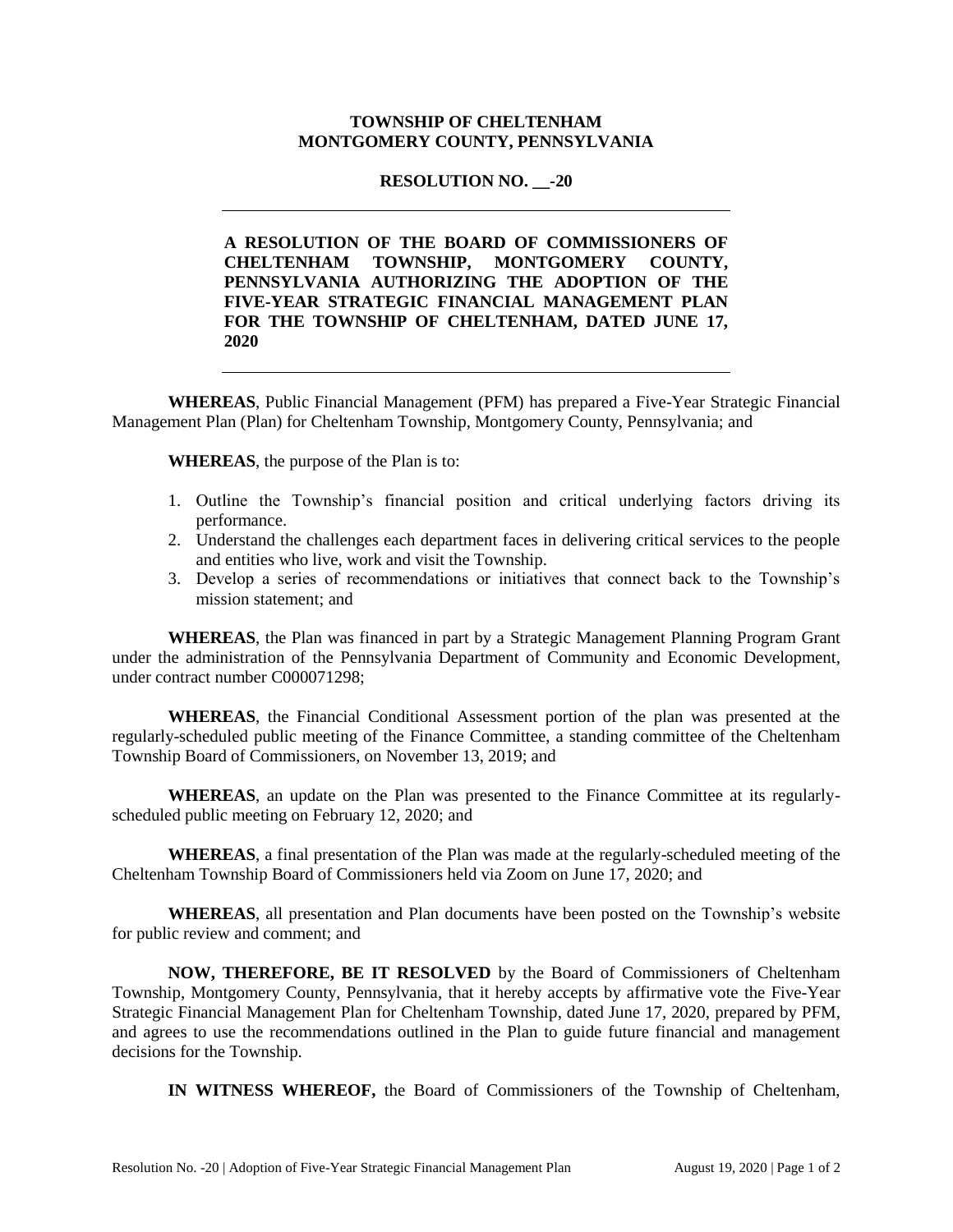**TOWNSHIP OF CHELTENHAM**
**MONTGOMERY COUNTY, PENNSYLVANIA**

**RESOLUTION NO. __-20**

---

**A RESOLUTION OF THE BOARD OF COMMISSIONERS OF CHELTENHAM TOWNSHIP, MONTGOMERY COUNTY, PENNSYLVANIA AUTHORIZING THE ADOPTION OF THE FIVE-YEAR STRATEGIC FINANCIAL MANAGEMENT PLAN FOR THE TOWNSHIP OF CHELTENHAM, DATED JUNE 17, 2020**

---

**WHEREAS**, Public Financial Management (PFM) has prepared a Five-Year Strategic Financial Management Plan (Plan) for Cheltenham Township, Montgomery County, Pennsylvania; and

**WHEREAS**, the purpose of the Plan is to:

1. Outline the Township's financial position and critical underlying factors driving its performance.
2. Understand the challenges each department faces in delivering critical services to the people and entities who live, work and visit the Township.
3. Develop a series of recommendations or initiatives that connect back to the Township's mission statement; and

**WHEREAS**, the Plan was financed in part by a Strategic Management Planning Program Grant under the administration of the Pennsylvania Department of Community and Economic Development, under contract number C000071298;

**WHEREAS**, the Financial Conditional Assessment portion of the plan was presented at the regularly-scheduled public meeting of the Finance Committee, a standing committee of the Cheltenham Township Board of Commissioners, on November 13, 2019; and

**WHEREAS**, an update on the Plan was presented to the Finance Committee at its regularly-scheduled public meeting on February 12, 2020; and

**WHEREAS**, a final presentation of the Plan was made at the regularly-scheduled meeting of the Cheltenham Township Board of Commissioners held via Zoom on June 17, 2020; and

**WHEREAS**, all presentation and Plan documents have been posted on the Township's website for public review and comment; and

**NOW, THEREFORE, BE IT RESOLVED** by the Board of Commissioners of Cheltenham Township, Montgomery County, Pennsylvania, that it hereby accepts by affirmative vote the Five-Year Strategic Financial Management Plan for Cheltenham Township, dated June 17, 2020, prepared by PFM, and agrees to use the recommendations outlined in the Plan to guide future financial and management decisions for the Township.

**IN WITNESS WHEREOF,** the Board of Commissioners of the Township of Cheltenham,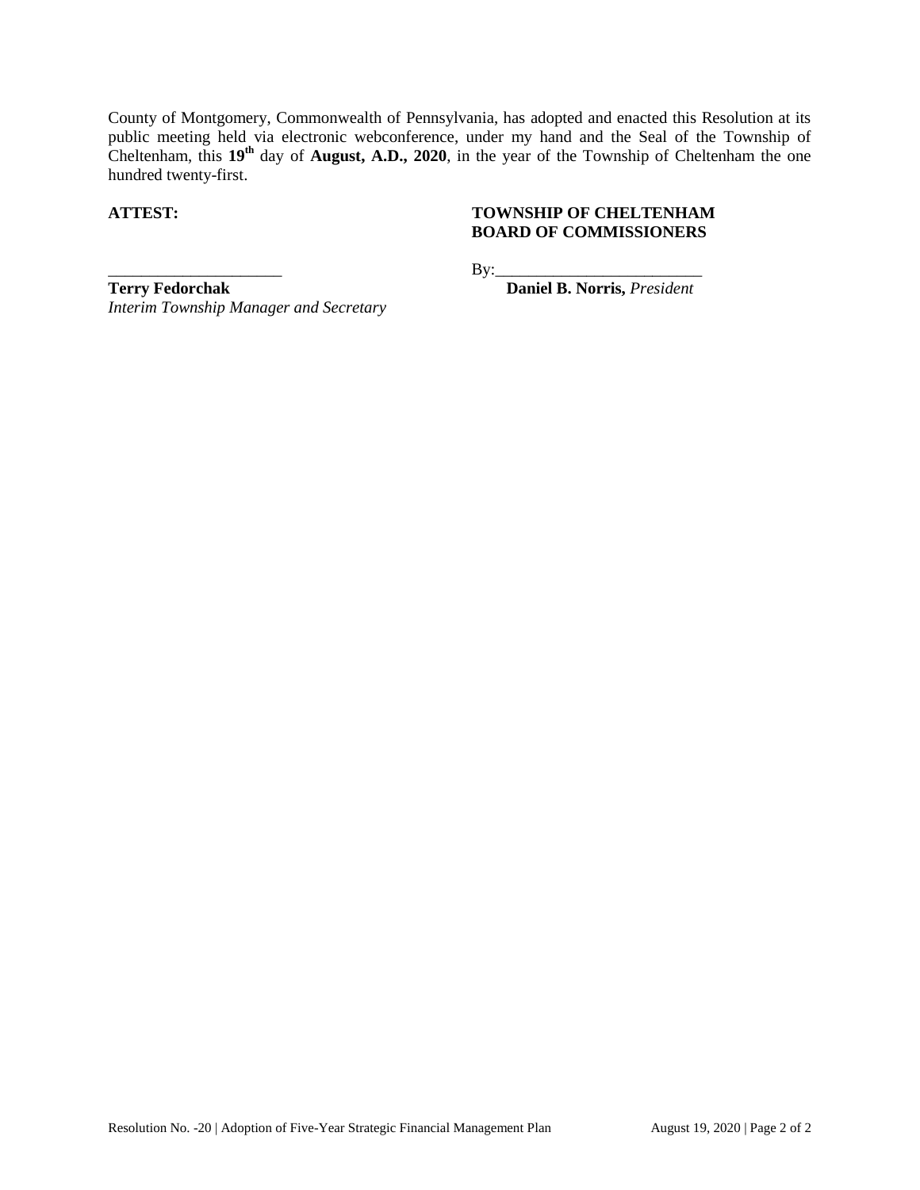County of Montgomery, Commonwealth of Pennsylvania, has adopted and enacted this Resolution at its public meeting held via electronic webconference, under my hand and the Seal of the Township of Cheltenham, this **19th** day of **August, A.D., 2020**, in the year of the Township of Cheltenham the one hundred twenty-first.

**ATTEST:**

_____________________
**Terry Fedorchak**
*Interim Township Manager and Secretary*

**TOWNSHIP OF CHELTENHAM BOARD OF COMMISSIONERS**

By:_________________________
**Daniel B. Norris,** *President*